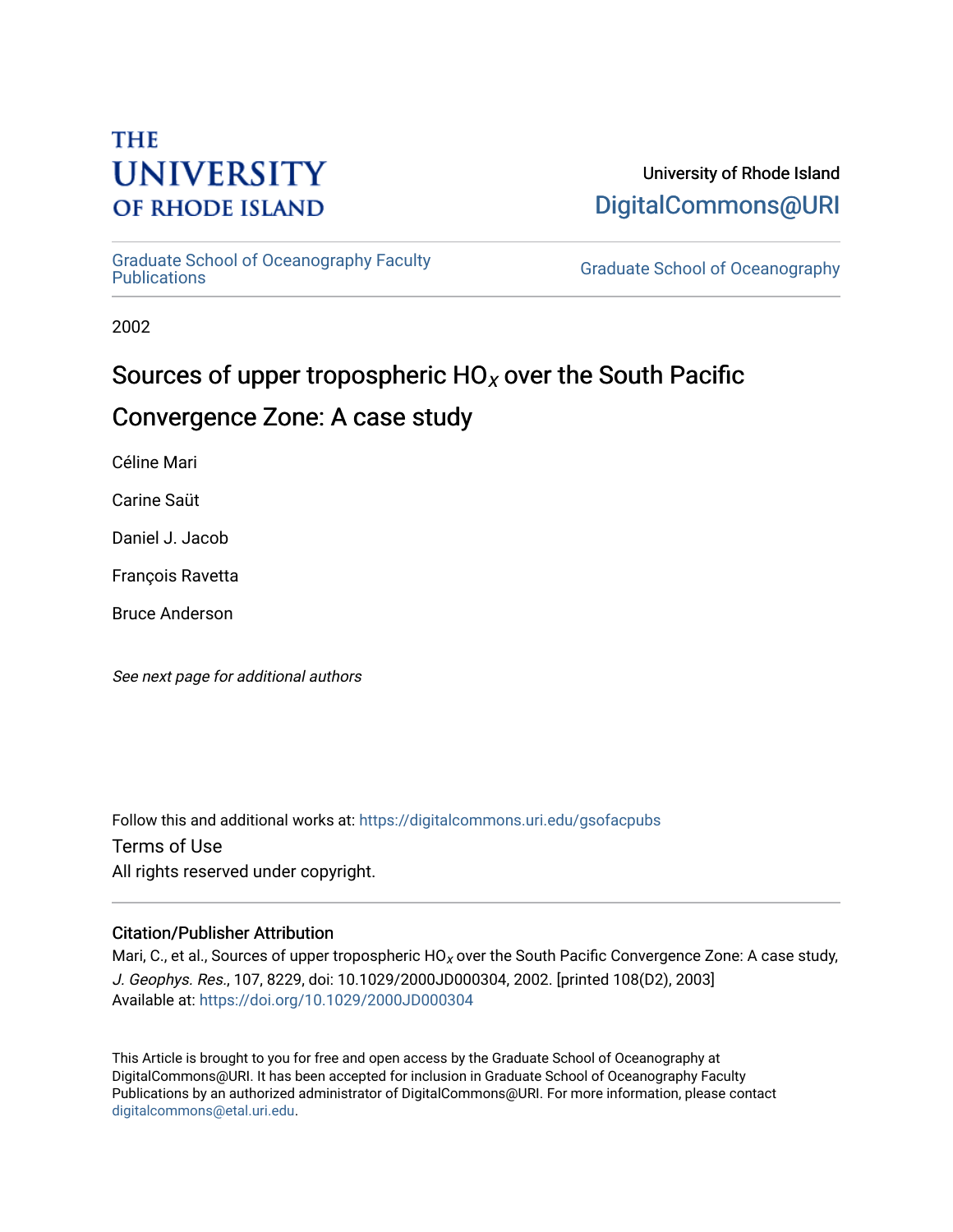THE UNIVERSITY OF RHODE ISLAND

University of Rhode Island
DigitalCommons@URI

Graduate School of Oceanography Faculty Publications

Graduate School of Oceanography

2002

# Sources of upper tropospheric $HO_x$ over the South Pacific Convergence Zone: A case study

Céline Mari

Carine Saüt

Daniel J. Jacob

François Ravetta

Bruce Anderson

*See next page for additional authors*

Follow this and additional works at: https://digitalcommons.uri.edu/gsofacpubs

Terms of Use
All rights reserved under copyright.

## Citation/Publisher Attribution

Mari, C., et al., Sources of upper tropospheric $HO_x$ over the South Pacific Convergence Zone: A case study, *J. Geophys. Res.*, 107, 8229, doi: 10.1029/2000JD000304, 2002. [printed 108(D2), 2003]
Available at: https://doi.org/10.1029/2000JD000304

This Article is brought to you for free and open access by the Graduate School of Oceanography at DigitalCommons@URI. It has been accepted for inclusion in Graduate School of Oceanography Faculty Publications by an authorized administrator of DigitalCommons@URI. For more information, please contact digitalcommons@etal.uri.edu.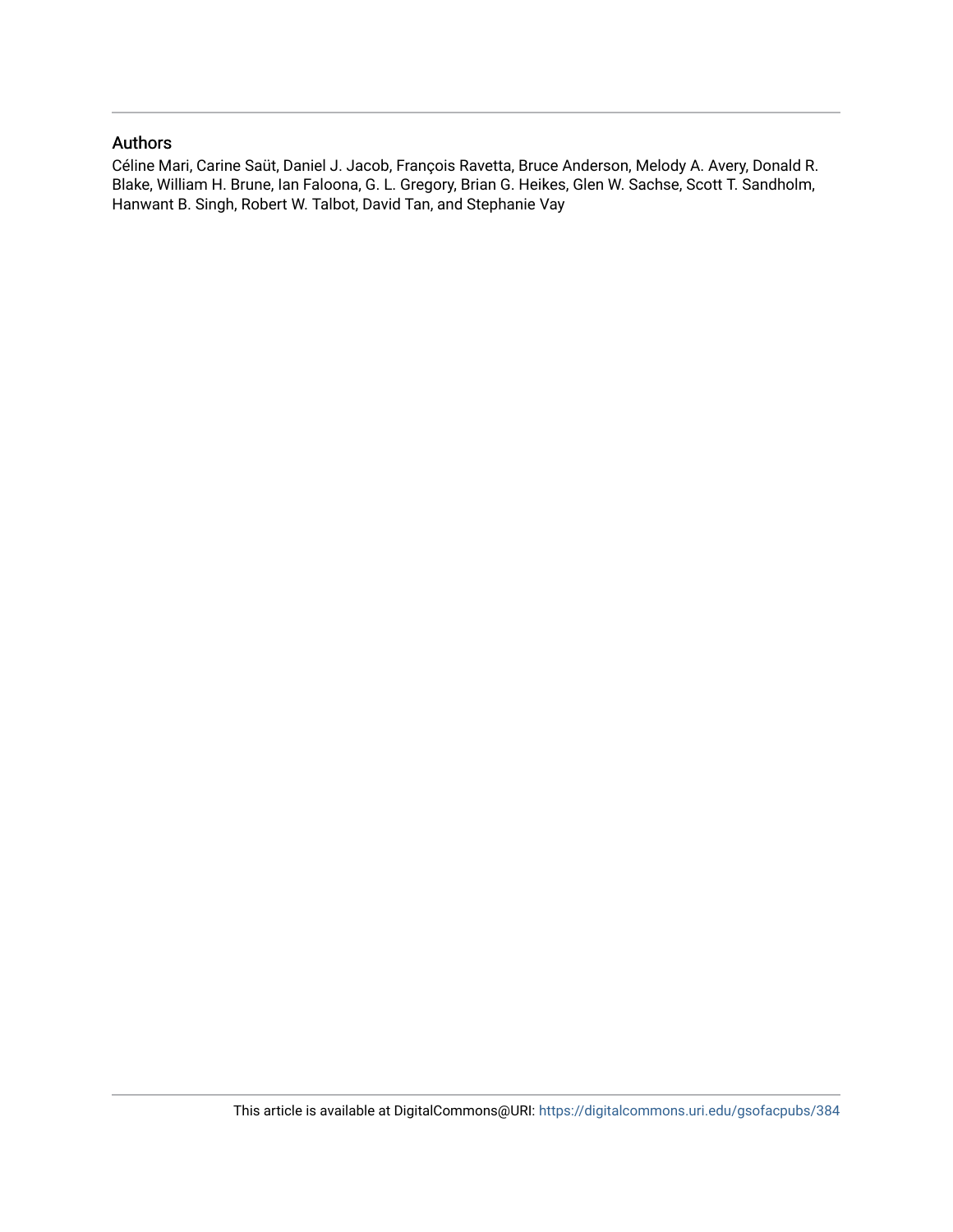## Authors

Céline Mari, Carine Saüt, Daniel J. Jacob, François Ravetta, Bruce Anderson, Melody A. Avery, Donald R. Blake, William H. Brune, Ian Faloona, G. L. Gregory, Brian G. Heikes, Glen W. Sachse, Scott T. Sandholm, Hanwant B. Singh, Robert W. Talbot, David Tan, and Stephanie Vay

This article is available at DigitalCommons@URI: https://digitalcommons.uri.edu/gsofacpubs/384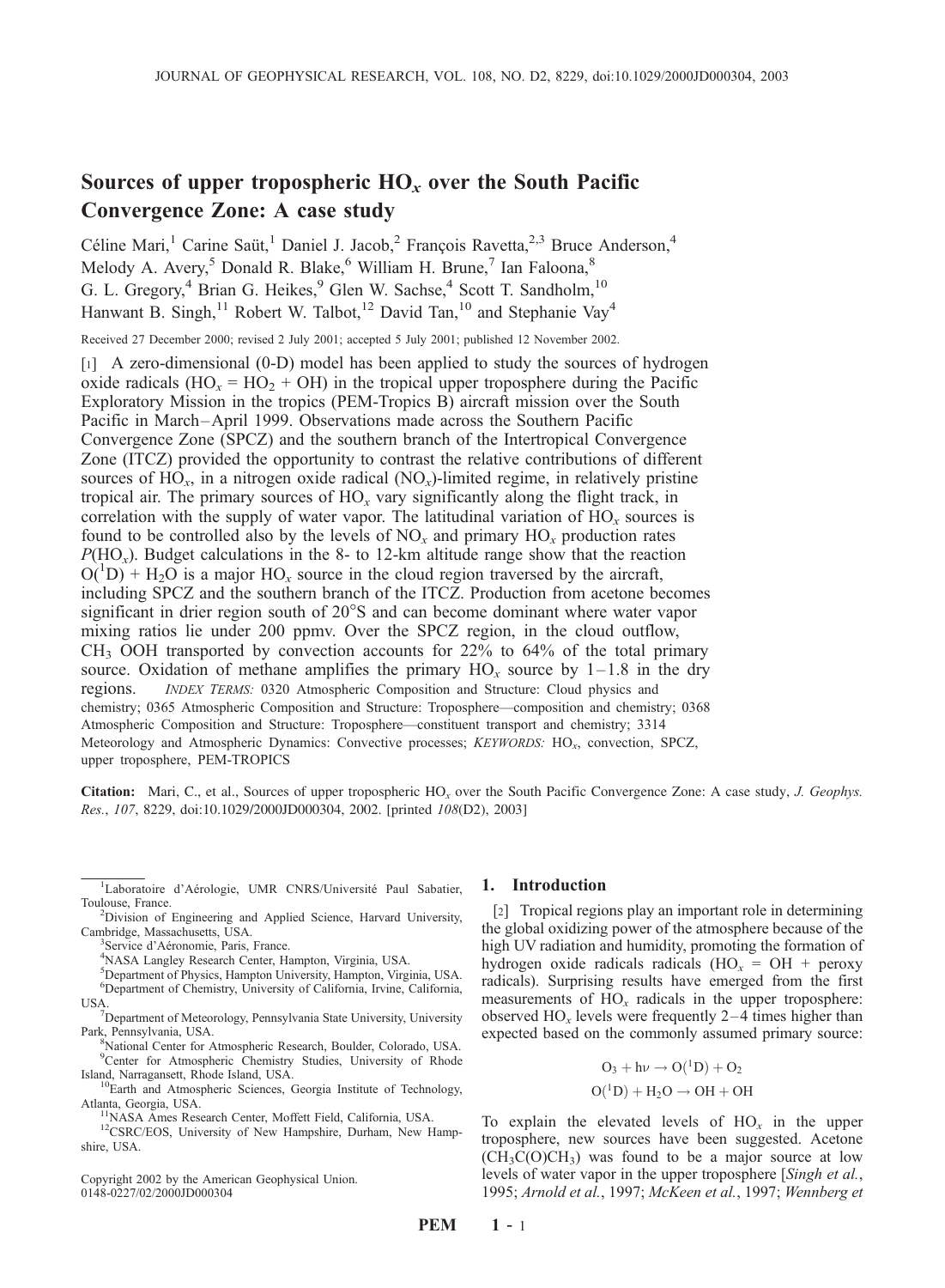# Sources of upper tropospheric $HO_x$ over the South Pacific Convergence Zone: A case study

Céline Mari,[1] Carine Saüt,[1] Daniel J. Jacob,[2] François Ravetta,[2,3] Bruce Anderson,[4] Melody A. Avery,[5] Donald R. Blake,[6] William H. Brune,[7] Ian Faloona,[8] G. L. Gregory,[4] Brian G. Heikes,[9] Glen W. Sachse,[4] Scott T. Sandholm,[10] Hanwant B. Singh,[11] Robert W. Talbot,[12] David Tan,[10] and Stephanie Vay[4]

Received 27 December 2000; revised 2 July 2001; accepted 5 July 2001; published 12 November 2002.

[1] A zero-dimensional (0-D) model has been applied to study the sources of hydrogen oxide radicals ($HO_x = HO_2 + OH$) in the tropical upper troposphere during the Pacific Exploratory Mission in the tropics (PEM-Tropics B) aircraft mission over the South Pacific in March–April 1999. Observations made across the Southern Pacific Convergence Zone (SPCZ) and the southern branch of the Intertropical Convergence Zone (ITCZ) provided the opportunity to contrast the relative contributions of different sources of $HO_x$, in a nitrogen oxide radical ($NO_x$)-limited regime, in relatively pristine tropical air. The primary sources of $HO_x$ vary significantly along the flight track, in correlation with the supply of water vapor. The latitudinal variation of $HO_x$ sources is found to be controlled also by the levels of $NO_x$ and primary $HO_x$ production rates $P(HO_x)$. Budget calculations in the 8- to 12-km altitude range show that the reaction $O(^1D) + H_2O$ is a major $HO_x$ source in the cloud region traversed by the aircraft, including SPCZ and the southern branch of the ITCZ. Production from acetone becomes significant in drier region south of 20°S and can become dominant where water vapor mixing ratios lie under 200 ppmv. Over the SPCZ region, in the cloud outflow, $CH_3OOH$ transported by convection accounts for 22% to 64% of the total primary source. Oxidation of methane amplifies the primary $HO_x$ source by 1–1.8 in the dry regions. *INDEX TERMS:* 0320 Atmospheric Composition and Structure: Cloud physics and chemistry; 0365 Atmospheric Composition and Structure: Troposphere—composition and chemistry; 0368 Atmospheric Composition and Structure: Troposphere—constituent transport and chemistry; 3314 Meteorology and Atmospheric Dynamics: Convective processes; *KEYWORDS:* $HO_x$, convection, SPCZ, upper troposphere, PEM-TROPICS

**Citation:** Mari, C., et al., Sources of upper tropospheric $HO_x$ over the South Pacific Convergence Zone: A case study, *J. Geophys. Res.*, *107*, 8229, doi:10.1029/2000JD000304, 2002. [printed *108*(D2), 2003]

---

[1] Laboratoire d'Aérologie, UMR CNRS/Université Paul Sabatier, Toulouse, France.

[2] Division of Engineering and Applied Science, Harvard University, Cambridge, Massachusetts, USA.

[3] Service d'Aéronomie, Paris, France.

[4] NASA Langley Research Center, Hampton, Virginia, USA.

[5] Department of Physics, Hampton University, Hampton, Virginia, USA.

[6] Department of Chemistry, University of California, Irvine, California, USA.

[7] Department of Meteorology, Pennsylvania State University, University Park, Pennsylvania, USA.

[8] National Center for Atmospheric Research, Boulder, Colorado, USA.

[9] Center for Atmospheric Chemistry Studies, University of Rhode Island, Narragansett, Rhode Island, USA.

[10] Earth and Atmospheric Sciences, Georgia Institute of Technology, Atlanta, Georgia, USA.

[11] NASA Ames Research Center, Moffett Field, California, USA.

[12] CSRC/EOS, University of New Hampshire, Durham, New Hampshire, USA.

Copyright 2002 by the American Geophysical Union.
0148-0227/02/2000JD000304

## 1. Introduction

[2] Tropical regions play an important role in determining the global oxidizing power of the atmosphere because of the high UV radiation and humidity, promoting the formation of hydrogen oxide radicals radicals ($HO_x$ = OH + peroxy radicals). Surprising results have emerged from the first measurements of $HO_x$ radicals in the upper troposphere: observed $HO_x$ levels were frequently 2–4 times higher than expected based on the commonly assumed primary source:

$$O_3 + h\nu \rightarrow O(^1D) + O_2$$

$$O(^1D) + H_2O \rightarrow OH + OH$$

To explain the elevated levels of $HO_x$ in the upper troposphere, new sources have been suggested. Acetone ($CH_3C(O)CH_3$) was found to be a major source at low levels of water vapor in the upper troposphere [*Singh et al.*, 1995; *Arnold et al.*, 1997; *McKeen et al.*, 1997; *Wennberg et*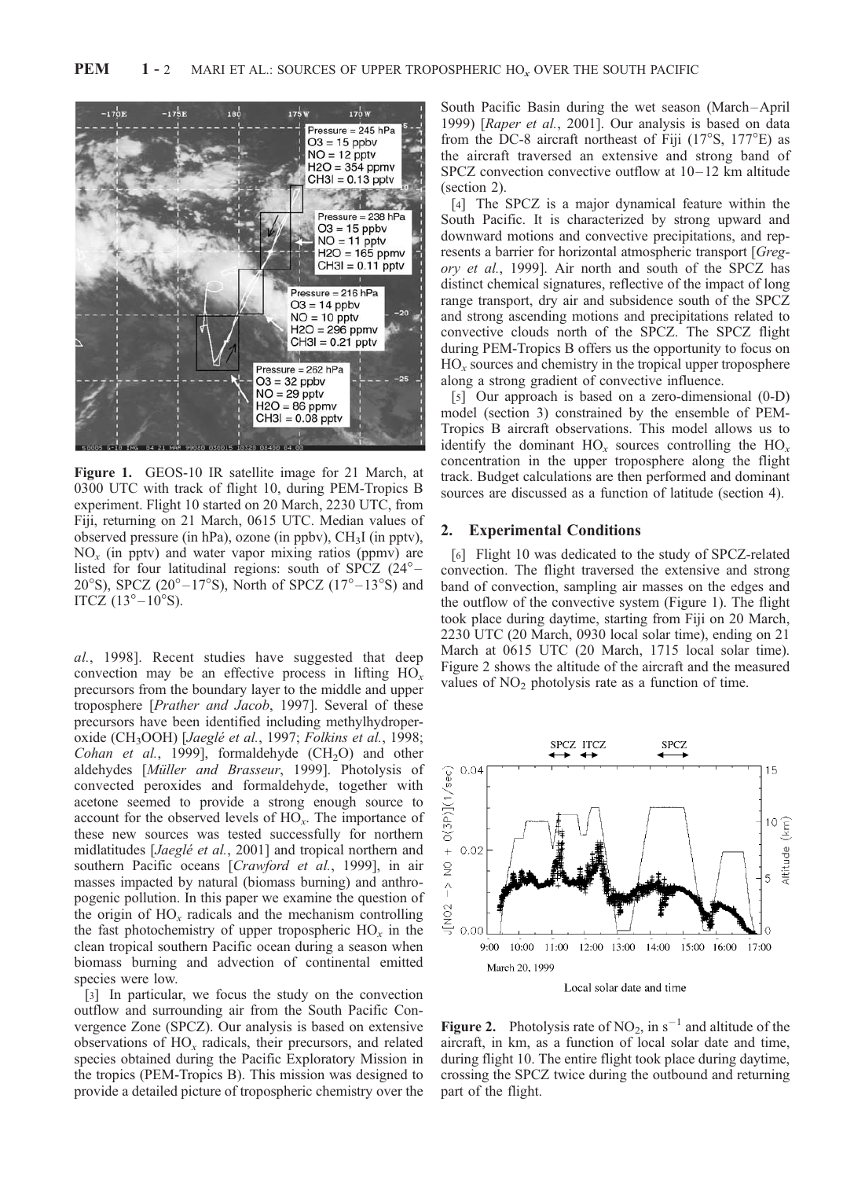**Figure 1.** GEOS-10 IR satellite image for 21 March, at 0300 UTC with track of flight 10, during PEM-Tropics B experiment. Flight 10 started on 20 March, 2230 UTC, from Fiji, returning on 21 March, 0615 UTC. Median values of observed pressure (in hPa), ozone (in ppbv), $CH_3I$ (in pptv), $NO_x$ (in pptv) and water vapor mixing ratios (ppmv) are listed for four latitudinal regions: south of SPCZ (24°–20°S), SPCZ (20°–17°S), North of SPCZ (17°–13°S) and ITCZ (13°–10°S).

*al.*, 1998]. Recent studies have suggested that deep convection may be an effective process in lifting $HO_x$ precursors from the boundary layer to the middle and upper troposphere [*Prather and Jacob*, 1997]. Several of these precursors have been identified including methylhydroperoxide ($CH_3OOH$) [*Jaeglé et al.*, 1997; *Folkins et al.*, 1998; *Cohan et al.*, 1999], formaldehyde ($CH_2O$) and other aldehydes [*Müller and Brasseur*, 1999]. Photolysis of convected peroxides and formaldehyde, together with acetone seemed to provide a strong enough source to account for the observed levels of $HO_x$. The importance of these new sources was tested successfully for northern midlatitudes [*Jaeglé et al.*, 2001] and tropical northern and southern Pacific oceans [*Crawford et al.*, 1999], in air masses impacted by natural (biomass burning) and anthropogenic pollution. In this paper we examine the question of the origin of $HO_x$ radicals and the mechanism controlling the fast photochemistry of upper tropospheric $HO_x$ in the clean tropical southern Pacific ocean during a season when biomass burning and advection of continental emitted species were low.

[3] In particular, we focus the study on the convection outflow and surrounding air from the South Pacific Convergence Zone (SPCZ). Our analysis is based on extensive observations of $HO_x$ radicals, their precursors, and related species obtained during the Pacific Exploratory Mission in the tropics (PEM-Tropics B). This mission was designed to provide a detailed picture of tropospheric chemistry over the South Pacific Basin during the wet season (March–April 1999) [*Raper et al.*, 2001]. Our analysis is based on data from the DC-8 aircraft northeast of Fiji (17°S, 177°E) as the aircraft traversed an extensive and strong band of SPCZ convection convective outflow at 10–12 km altitude (section 2).

[4] The SPCZ is a major dynamical feature within the South Pacific. It is characterized by strong upward and downward motions and convective precipitations, and represents a barrier for horizontal atmospheric transport [*Gregory et al.*, 1999]. Air north and south of the SPCZ has distinct chemical signatures, reflective of the impact of long range transport, dry air and subsidence south of the SPCZ and strong ascending motions and precipitations related to convective clouds north of the SPCZ. The SPCZ flight during PEM-Tropics B offers us the opportunity to focus on $HO_x$ sources and chemistry in the tropical upper troposphere along a strong gradient of convective influence.

[5] Our approach is based on a zero-dimensional (0-D) model (section 3) constrained by the ensemble of PEM-Tropics B aircraft observations. This model allows us to identify the dominant $HO_x$ sources controlling the $HO_x$ concentration in the upper troposphere along the flight track. Budget calculations are then performed and dominant sources are discussed as a function of latitude (section 4).

## 2. Experimental Conditions

[6] Flight 10 was dedicated to the study of SPCZ-related convection. The flight traversed the extensive and strong band of convection, sampling air masses on the edges and the outflow of the convective system (Figure 1). The flight took place during daytime, starting from Fiji on 20 March, 2230 UTC (20 March, 0930 local solar time), ending on 21 March at 0615 UTC (20 March, 1715 local solar time). Figure 2 shows the altitude of the aircraft and the measured values of $NO_2$ photolysis rate as a function of time.

**Figure 2.** Photolysis rate of $NO_2$, in $s^{-1}$ and altitude of the aircraft, in km, as a function of local solar date and time, during flight 10. The entire flight took place during daytime, crossing the SPCZ twice during the outbound and returning part of the flight.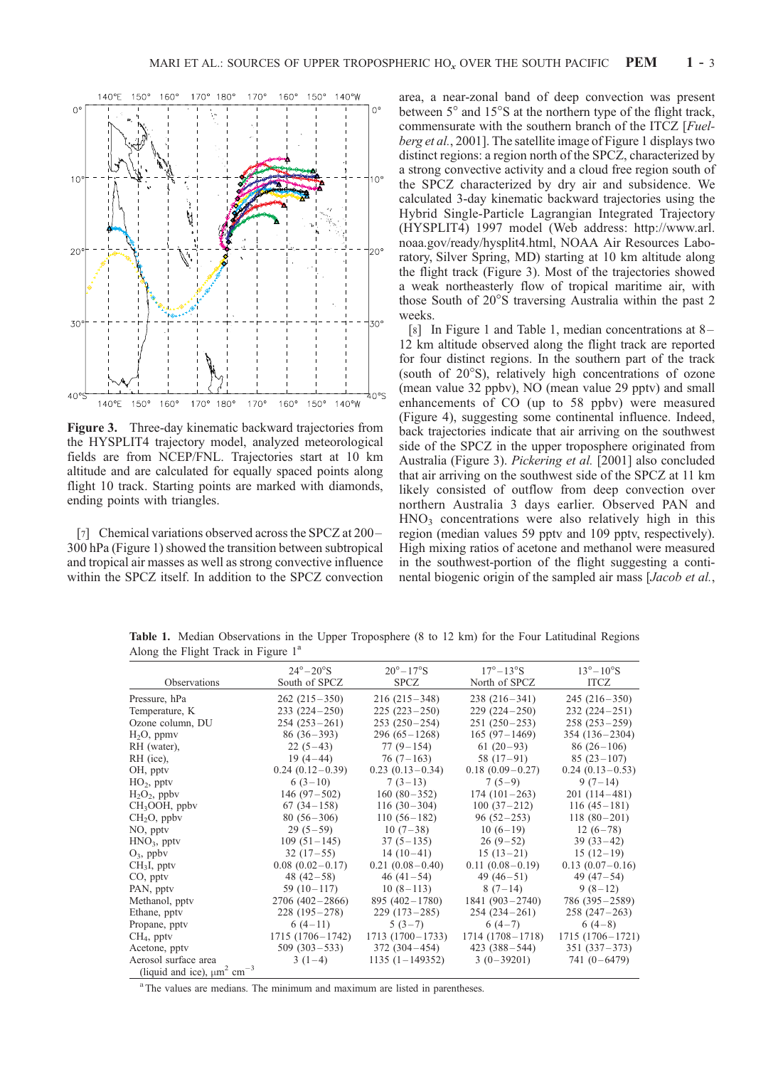Figure 3. Three-day kinematic backward trajectories from the HYSPLIT4 trajectory model, analyzed meteorological fields are from NCEP/FNL. Trajectories start at 10 km altitude and are calculated for equally spaced points along flight 10 track. Starting points are marked with diamonds, ending points with triangles.

[7] Chemical variations observed across the SPCZ at 200–300 hPa (Figure 1) showed the transition between subtropical and tropical air masses as well as strong convective influence within the SPCZ itself. In addition to the SPCZ convection area, a near-zonal band of deep convection was present between 5° and 15°S at the northern type of the flight track, commensurate with the southern branch of the ITCZ [*Fuelberg et al.*, 2001]. The satellite image of Figure 1 displays two distinct regions: a region north of the SPCZ, characterized by a strong convective activity and a cloud free region south of the SPCZ characterized by dry air and subsidence. We calculated 3-day kinematic backward trajectories using the Hybrid Single-Particle Lagrangian Integrated Trajectory (HYSPLIT4) 1997 model (Web address: http://www.arl.noaa.gov/ready/hysplit4.html, NOAA Air Resources Laboratory, Silver Spring, MD) starting at 10 km altitude along the flight track (Figure 3). Most of the trajectories showed a weak northeasterly flow of tropical maritime air, with those South of 20°S traversing Australia within the past 2 weeks.

[8] In Figure 1 and Table 1, median concentrations at 8–12 km altitude observed along the flight track are reported for four distinct regions. In the southern part of the track (south of 20°S), relatively high concentrations of ozone (mean value 32 ppbv), NO (mean value 29 pptv) and small enhancements of CO (up to 58 ppbv) were measured (Figure 4), suggesting some continental influence. Indeed, back trajectories indicate that air arriving on the southwest side of the SPCZ in the upper troposphere originated from Australia (Figure 3). *Pickering et al.* [2001] also concluded that air arriving on the southwest side of the SPCZ at 11 km likely consisted of outflow from deep convection over northern Australia 3 days earlier. Observed PAN and $HNO_3$ concentrations were also relatively high in this region (median values 59 pptv and 109 pptv, respectively). High mixing ratios of acetone and methanol were measured in the southwest-portion of the flight suggesting a continental biogenic origin of the sampled air mass [*Jacob et al.*,

**Table 1.** Median Observations in the Upper Troposphere (8 to 12 km) for the Four Latitudinal Regions Along the Flight Track in Figure 1[a]

| Observations | 24°–20°S South of SPCZ | 20°–17°S SPCZ | 17°–13°S North of SPCZ | 13°–10°S ITCZ |
|---|---|---|---|---|
| Pressure, hPa | 262 (215–350) | 216 (215–348) | 238 (216–341) | 245 (216–350) |
| Temperature, K | 233 (224–250) | 225 (223–250) | 229 (224–250) | 232 (224–251) |
| Ozone column, DU | 254 (253–261) | 253 (250–254) | 251 (250–253) | 258 (253–259) |
| $H_2O$, ppmv | 86 (36–393) | 296 (65–1268) | 165 (97–1469) | 354 (136–2304) |
| RH (water), | 22 (5–43) | 77 (9–154) | 61 (20–93) | 86 (26–106) |
| RH (ice), | 19 (4–44) | 76 (7–163) | 58 (17–91) | 85 (23–107) |
| OH, pptv | 0.24 (0.12–0.39) | 0.23 (0.13–0.34) | 0.18 (0.09–0.27) | 0.24 (0.13–0.53) |
| $HO_2$, pptv | 6 (3–10) | 7 (3–13) | 7 (5–9) | 9 (7–14) |
| $H_2O_2$, ppbv | 146 (97–502) | 160 (80–352) | 174 (101–263) | 201 (114–481) |
| $CH_3OOH$, ppbv | 67 (34–158) | 116 (30–304) | 100 (37–212) | 116 (45–181) |
| $CH_2O$, ppbv | 80 (56–306) | 110 (56–182) | 96 (52–253) | 118 (80–201) |
| NO, pptv | 29 (5–59) | 10 (7–38) | 10 (6–19) | 12 (6–78) |
| $HNO_3$, pptv | 109 (51–145) | 37 (5–135) | 26 (9–52) | 39 (33–42) |
| $O_3$, ppbv | 32 (17–55) | 14 (10–41) | 15 (13–21) | 15 (12–19) |
| $CH_3I$, pptv | 0.08 (0.02–0.17) | 0.21 (0.08–0.40) | 0.11 (0.08–0.19) | 0.13 (0.07–0.16) |
| CO, pptv | 48 (42–58) | 46 (41–54) | 49 (46–51) | 49 (47–54) |
| PAN, pptv | 59 (10–117) | 10 (8–113) | 8 (7–14) | 9 (8–12) |
| Methanol, pptv | 2706 (402–2866) | 895 (402–1780) | 1841 (903–2740) | 786 (395–2589) |
| Ethane, pptv | 228 (195–278) | 229 (173–285) | 254 (234–261) | 258 (247–263) |
| Propane, pptv | 6 (4–11) | 5 (3–7) | 6 (4–7) | 6 (4–8) |
| $CH_4$, pptv | 1715 (1706–1742) | 1713 (1700–1733) | 1714 (1708–1718) | 1715 (1706–1721) |
| Acetone, pptv | 509 (303–533) | 372 (304–454) | 423 (388–544) | 351 (337–373) |
| Aerosol surface area (liquid and ice), $\mu m^2$ $cm^{-3}$ | 3 (1–4) | 1135 (1–149352) | 3 (0–39201) | 741 (0–6479) |

[a] The values are medians. The minimum and maximum are listed in parentheses.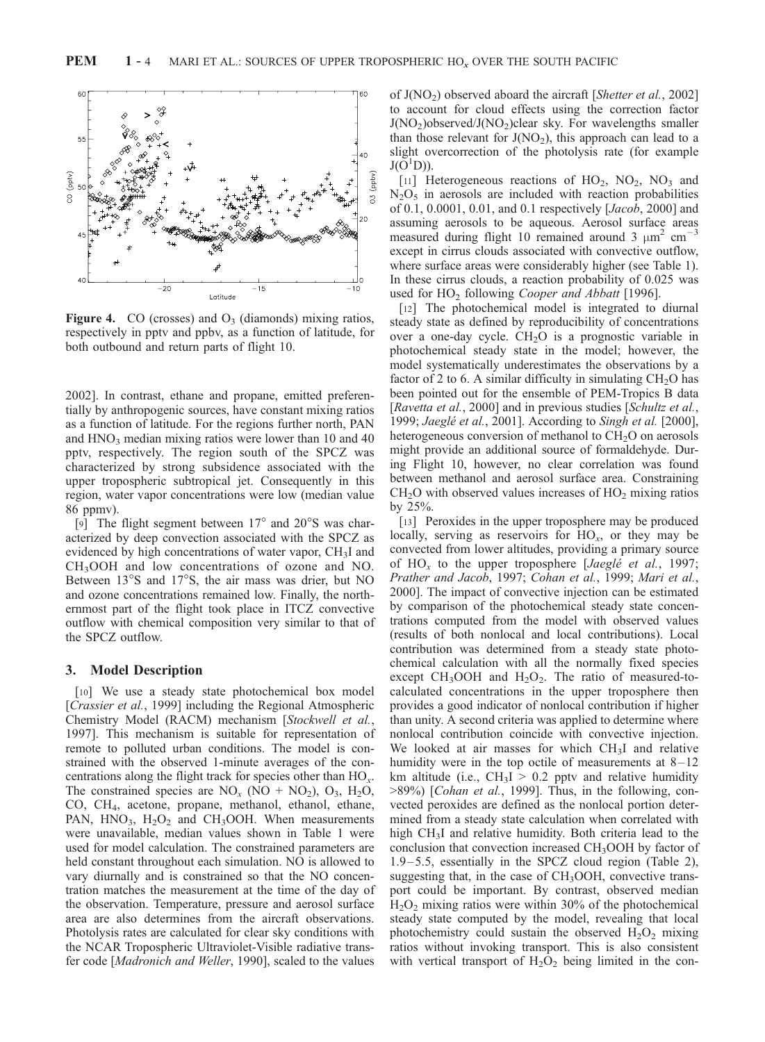**Figure 4.** CO (crosses) and $O_3$ (diamonds) mixing ratios, respectively in pptv and ppbv, as a function of latitude, for both outbound and return parts of flight 10.

2002]. In contrast, ethane and propane, emitted preferentially by anthropogenic sources, have constant mixing ratios as a function of latitude. For the regions further north, PAN and $HNO_3$ median mixing ratios were lower than 10 and 40 pptv, respectively. The region south of the SPCZ was characterized by strong subsidence associated with the upper tropospheric subtropical jet. Consequently in this region, water vapor concentrations were low (median value 86 ppmv).

[9] The flight segment between 17° and 20°S was characterized by deep convection associated with the SPCZ as evidenced by high concentrations of water vapor, $CH_3I$ and $CH_3OOH$ and low concentrations of ozone and NO. Between 13°S and 17°S, the air mass was drier, but NO and ozone concentrations remained low. Finally, the northernmost part of the flight took place in ITCZ convective outflow with chemical composition very similar to that of the SPCZ outflow.

## 3. Model Description

[10] We use a steady state photochemical box model [*Crassier et al.*, 1999] including the Regional Atmospheric Chemistry Model (RACM) mechanism [*Stockwell et al.*, 1997]. This mechanism is suitable for representation of remote to polluted urban conditions. The model is constrained with the observed 1-minute averages of the concentrations along the flight track for species other than $HO_x$. The constrained species are $NO_x$ ($NO + NO_2$), $O_3$, $H_2O$, CO, $CH_4$, acetone, propane, methanol, ethanol, ethane, PAN, $HNO_3$, $H_2O_2$ and $CH_3OOH$. When measurements were unavailable, median values shown in Table 1 were used for model calculation. The constrained parameters are held constant throughout each simulation. NO is allowed to vary diurnally and is constrained so that the NO concentration matches the measurement at the time of the day of the observation. Temperature, pressure and aerosol surface area are also determines from the aircraft observations. Photolysis rates are calculated for clear sky conditions with the NCAR Tropospheric Ultraviolet-Visible radiative transfer code [*Madronich and Weller*, 1990], scaled to the values of $J(NO_2)$ observed aboard the aircraft [*Shetter et al.*, 2002] to account for cloud effects using the correction factor $J(NO_2)$observed/$J(NO_2)$clear sky. For wavelengths smaller than those relevant for $J(NO_2)$, this approach can lead to a slight overcorrection of the photolysis rate (for example $J(O^1D)$).

[11] Heterogeneous reactions of $HO_2$, $NO_2$, $NO_3$ and $N_2O_5$ in aerosols are included with reaction probabilities of 0.1, 0.0001, 0.01, and 0.1 respectively [*Jacob*, 2000] and assuming aerosols to be aqueous. Aerosol surface areas measured during flight 10 remained around 3 $\mu m^2$ $cm^{-3}$ except in cirrus clouds associated with convective outflow, where surface areas were considerably higher (see Table 1). In these cirrus clouds, a reaction probability of 0.025 was used for $HO_2$ following *Cooper and Abbatt* [1996].

[12] The photochemical model is integrated to diurnal steady state as defined by reproducibility of concentrations over a one-day cycle. $CH_2O$ is a prognostic variable in photochemical steady state in the model; however, the model systematically underestimates the observations by a factor of 2 to 6. A similar difficulty in simulating $CH_2O$ has been pointed out for the ensemble of PEM-Tropics B data [*Ravetta et al.*, 2000] and in previous studies [*Schultz et al.*, 1999; *Jaeglé et al.*, 2001]. According to *Singh et al.* [2000], heterogeneous conversion of methanol to $CH_2O$ on aerosols might provide an additional source of formaldehyde. During Flight 10, however, no clear correlation was found between methanol and aerosol surface area. Constraining $CH_2O$ with observed values increases of $HO_2$ mixing ratios by 25%.

[13] Peroxides in the upper troposphere may be produced locally, serving as reservoirs for $HO_x$, or they may be convected from lower altitudes, providing a primary source of $HO_x$ to the upper troposphere [*Jaeglé et al.*, 1997; *Prather and Jacob*, 1997; *Cohan et al.*, 1999; *Mari et al.*, 2000]. The impact of convective injection can be estimated by comparison of the photochemical steady state concentrations computed from the model with observed values (results of both nonlocal and local contributions). Local contribution was determined from a steady state photochemical calculation with all the normally fixed species except $CH_3OOH$ and $H_2O_2$. The ratio of measured-to-calculated concentrations in the upper troposphere then provides a good indicator of nonlocal contribution if higher than unity. A second criteria was applied to determine where nonlocal contribution coincide with convective injection. We looked at air masses for which $CH_3I$ and relative humidity were in the top octile of measurements at 8–12 km altitude (i.e., $CH_3I$ > 0.2 pptv and relative humidity >89%) [*Cohan et al.*, 1999]. Thus, in the following, convected peroxides are defined as the nonlocal portion determined from a steady state calculation when correlated with high $CH_3I$ and relative humidity. Both criteria lead to the conclusion that convection increased $CH_3OOH$ by factor of 1.9–5.5, essentially in the SPCZ cloud region (Table 2), suggesting that, in the case of $CH_3OOH$, convective transport could be important. By contrast, observed median $H_2O_2$ mixing ratios were within 30% of the photochemical steady state computed by the model, revealing that local photochemistry could sustain the observed $H_2O_2$ mixing ratios without invoking transport. This is also consistent with vertical transport of $H_2O_2$ being limited in the con-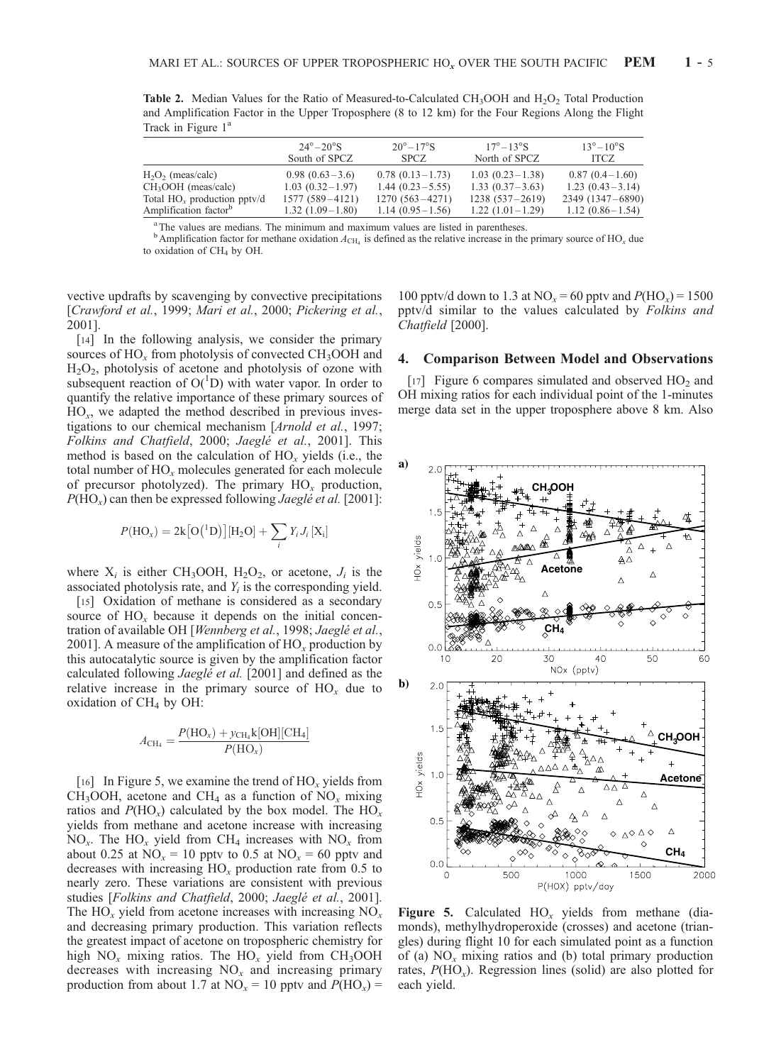**Table 2.** Median Values for the Ratio of Measured-to-Calculated $CH_3OOH$ and $H_2O_2$ Total Production and Amplification Factor in the Upper Troposphere (8 to 12 km) for the Four Regions Along the Flight Track in Figure 1[a]

| | 24°–20°S South of SPCZ | 20°–17°S SPCZ | 17°–13°S North of SPCZ | 13°–10°S ITCZ |
|---|---|---|---|---|
| $H_2O_2$ (meas/calc) | 0.98 (0.63–3.6) | 0.78 (0.13–1.73) | 1.03 (0.23–1.38) | 0.87 (0.4–1.60) |
| $CH_3OOH$ (meas/calc) | 1.03 (0.32–1.97) | 1.44 (0.23–5.55) | 1.33 (0.37–3.63) | 1.23 (0.43–3.14) |
| Total $HO_x$ production pptv/d | 1577 (589–4121) | 1270 (563–4271) | 1238 (537–2619) | 2349 (1347–6890) |
| Amplification factor[b] | 1.32 (1.09–1.80) | 1.14 (0.95–1.56) | 1.22 (1.01–1.29) | 1.12 (0.86–1.54) |

[a] The values are medians. The minimum and maximum values are listed in parentheses.
[b] Amplification factor for methane oxidation $A_{CH_4}$ is defined as the relative increase in the primary source of $HO_x$ due to oxidation of $CH_4$ by OH.

vective updrafts by scavenging by convective precipitations [*Crawford et al.*, 1999; *Mari et al.*, 2000; *Pickering et al.*, 2001].

[14] In the following analysis, we consider the primary sources of $HO_x$ from photolysis of convected $CH_3OOH$ and $H_2O_2$, photolysis of acetone and photolysis of ozone with subsequent reaction of $O(^1D)$ with water vapor. In order to quantify the relative importance of these primary sources of $HO_x$, we adapted the method described in previous investigations to our chemical mechanism [*Arnold et al.*, 1997; *Folkins and Chatfield*, 2000; *Jaeglé et al.*, 2001]. This method is based on the calculation of $HO_x$ yields (i.e., the total number of $HO_x$ molecules generated for each molecule of precursor photolyzed). The primary $HO_x$ production, $P(HO_x)$ can then be expressed following *Jaeglé et al.* [2001]:

$$P(HO_x) = 2k\left[O(^1D)\right][H_2O] + \sum_i Y_i J_i [X_i]$$

where $X_i$ is either $CH_3OOH$, $H_2O_2$, or acetone, $J_i$ is the associated photolysis rate, and $Y_i$ is the corresponding yield.

[15] Oxidation of methane is considered as a secondary source of $HO_x$ because it depends on the initial concentration of available OH [*Wennberg et al.*, 1998; *Jaeglé et al.*, 2001]. A measure of the amplification of $HO_x$ production by this autocatalytic source is given by the amplification factor calculated following *Jaeglé et al.* [2001] and defined as the relative increase in the primary source of $HO_x$ due to oxidation of $CH_4$ by OH:

$$A_{CH_4} = \frac{P(HO_x) + y_{CH_4}k[OH][CH_4]}{P(HO_x)}$$

[16] In Figure 5, we examine the trend of $HO_x$ yields from $CH_3OOH$, acetone and $CH_4$ as a function of $NO_x$ mixing ratios and $P(HO_x)$ calculated by the box model. The $HO_x$ yields from methane and acetone increase with increasing $NO_x$. The $HO_x$ yield from $CH_4$ increases with $NO_x$ from about 0.25 at $NO_x$ = 10 pptv to 0.5 at $NO_x$ = 60 pptv and decreases with increasing $HO_x$ production rate from 0.5 to nearly zero. These variations are consistent with previous studies [*Folkins and Chatfield*, 2000; *Jaeglé et al.*, 2001]. The $HO_x$ yield from acetone increases with increasing $NO_x$ and decreasing primary production. This variation reflects the greatest impact of acetone on tropospheric chemistry for high $NO_x$ mixing ratios. The $HO_x$ yield from $CH_3OOH$ decreases with increasing $NO_x$ and increasing primary production from about 1.7 at $NO_x$ = 10 pptv and $P(HO_x)$ = 100 pptv/d down to 1.3 at $NO_x$ = 60 pptv and $P(HO_x)$ = 1500 pptv/d similar to the values calculated by *Folkins and Chatfield* [2000].

## 4. Comparison Between Model and Observations

[17] Figure 6 compares simulated and observed $HO_2$ and OH mixing ratios for each individual point of the 1-minutes merge data set in the upper troposphere above 8 km. Also

**Figure 5.** Calculated $HO_x$ yields from methane (diamonds), methylhydroperoxide (crosses) and acetone (triangles) during flight 10 for each simulated point as a function of (a) $NO_x$ mixing ratios and (b) total primary production rates, $P(HO_x)$. Regression lines (solid) are also plotted for each yield.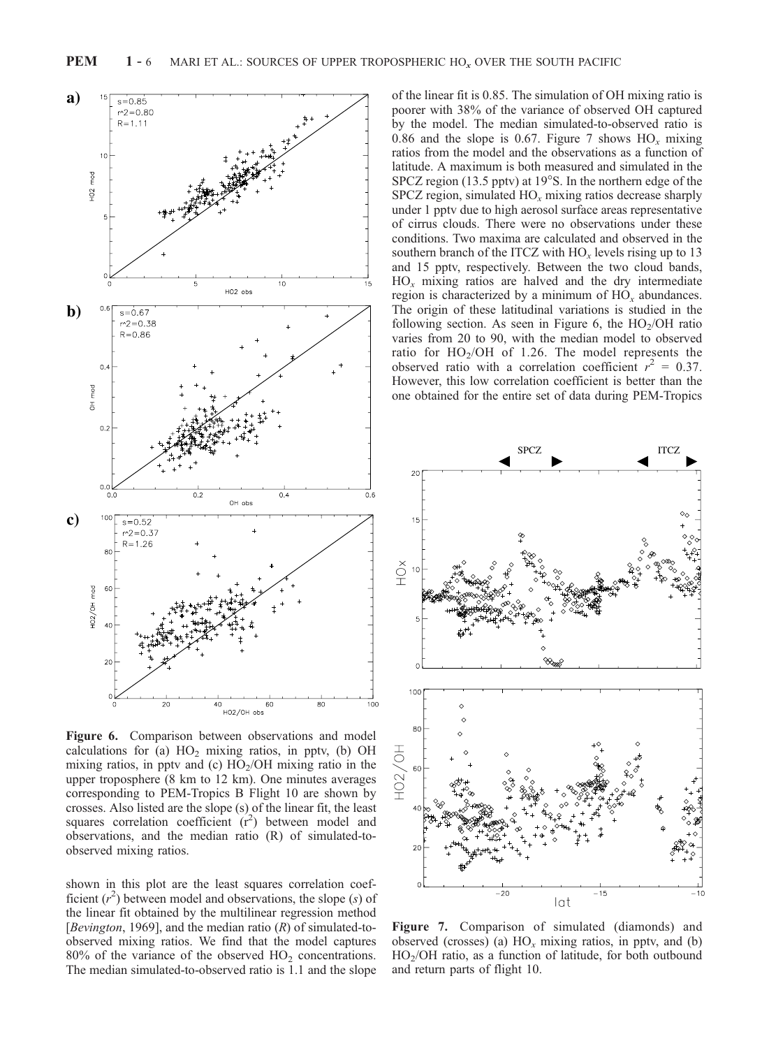**Figure 6.** Comparison between observations and model calculations for (a) $HO_2$ mixing ratios, in pptv, (b) OH mixing ratios, in pptv and (c) $HO_2$/OH mixing ratio in the upper troposphere (8 km to 12 km). One minutes averages corresponding to PEM-Tropics B Flight 10 are shown by crosses. Also listed are the slope (s) of the linear fit, the least squares correlation coefficient ($r^2$) between model and observations, and the median ratio (R) of simulated-to-observed mixing ratios.

shown in this plot are the least squares correlation coefficient ($r^2$) between model and observations, the slope ($s$) of the linear fit obtained by the multilinear regression method [*Bevington*, 1969], and the median ratio ($R$) of simulated-to-observed mixing ratios. We find that the model captures 80% of the variance of the observed $HO_2$ concentrations. The median simulated-to-observed ratio is 1.1 and the slope of the linear fit is 0.85. The simulation of OH mixing ratio is poorer with 38% of the variance of observed OH captured by the model. The median simulated-to-observed ratio is 0.86 and the slope is 0.67. Figure 7 shows $HO_x$ mixing ratios from the model and the observations as a function of latitude. A maximum is both measured and simulated in the SPCZ region (13.5 pptv) at 19°S. In the northern edge of the SPCZ region, simulated $HO_x$ mixing ratios decrease sharply under 1 pptv due to high aerosol surface areas representative of cirrus clouds. There were no observations under these conditions. Two maxima are calculated and observed in the southern branch of the ITCZ with $HO_x$ levels rising up to 13 and 15 pptv, respectively. Between the two cloud bands, $HO_x$ mixing ratios are halved and the dry intermediate region is characterized by a minimum of $HO_x$ abundances. The origin of these latitudinal variations is studied in the following section. As seen in Figure 6, the $HO_2$/OH ratio varies from 20 to 90, with the median model to observed ratio for $HO_2$/OH of 1.26. The model represents the observed ratio with a correlation coefficient $r^2$ = 0.37. However, this low correlation coefficient is better than the one obtained for the entire set of data during PEM-Tropics

**Figure 7.** Comparison of simulated (diamonds) and observed (crosses) (a) $HO_x$ mixing ratios, in pptv, and (b) $HO_2$/OH ratio, as a function of latitude, for both outbound and return parts of flight 10.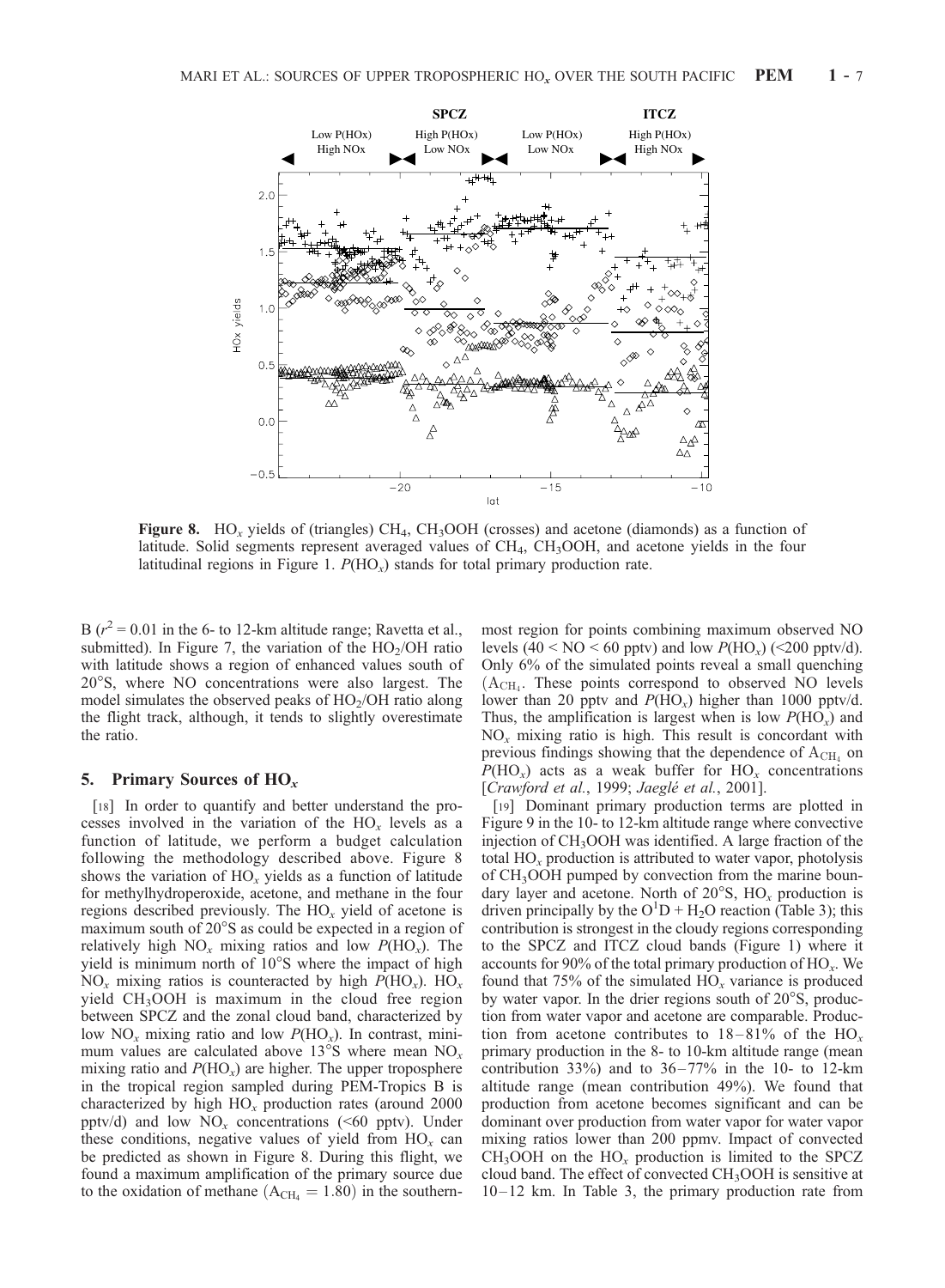**Figure 8.** $HO_x$ yields of (triangles) $CH_4$, $CH_3OOH$ (crosses) and acetone (diamonds) as a function of latitude. Solid segments represent averaged values of $CH_4$, $CH_3OOH$, and acetone yields in the four latitudinal regions in Figure 1. $P(HO_x)$ stands for total primary production rate.

B ($r^2 = 0.01$ in the 6- to 12-km altitude range; Ravetta et al., submitted). In Figure 7, the variation of the $HO_2/OH$ ratio with latitude shows a region of enhanced values south of 20°S, where NO concentrations were also largest. The model simulates the observed peaks of $HO_2/OH$ ratio along the flight track, although, it tends to slightly overestimate the ratio.

## 5. Primary Sources of $HO_x$

[18] In order to quantify and better understand the processes involved in the variation of the $HO_x$ levels as a function of latitude, we perform a budget calculation following the methodology described above. Figure 8 shows the variation of $HO_x$ yields as a function of latitude for methylhydroperoxide, acetone, and methane in the four regions described previously. The $HO_x$ yield of acetone is maximum south of 20°S as could be expected in a region of relatively high $NO_x$ mixing ratios and low $P(HO_x)$. The yield is minimum north of 10°S where the impact of high $NO_x$ mixing ratios is counteracted by high $P(HO_x)$. $HO_x$ yield $CH_3OOH$ is maximum in the cloud free region between SPCZ and the zonal cloud band, characterized by low $NO_x$ mixing ratio and low $P(HO_x)$. In contrast, minimum values are calculated above 13°S where mean $NO_x$ mixing ratio and $P(HO_x)$ are higher. The upper troposphere in the tropical region sampled during PEM-Tropics B is characterized by high $HO_x$ production rates (around 2000 pptv/d) and low $NO_x$ concentrations (<60 pptv). Under these conditions, negative values of yield from $HO_x$ can be predicted as shown in Figure 8. During this flight, we found a maximum amplification of the primary source due to the oxidation of methane ($A_{CH_4} = 1.80$) in the southernmost region for points combining maximum observed NO levels (40 < NO < 60 pptv) and low $P(HO_x)$ (<200 pptv/d). Only 6% of the simulated points reveal a small quenching ($A_{CH_4}$. These points correspond to observed NO levels lower than 20 pptv and $P(HO_x)$ higher than 1000 pptv/d. Thus, the amplification is largest when is low $P(HO_x)$ and $NO_x$ mixing ratio is high. This result is concordant with previous findings showing that the dependence of $A_{CH_4}$ on $P(HO_x)$ acts as a weak buffer for $HO_x$ concentrations [*Crawford et al.*, 1999; *Jaeglé et al.*, 2001].

[19] Dominant primary production terms are plotted in Figure 9 in the 10- to 12-km altitude range where convective injection of $CH_3OOH$ was identified. A large fraction of the total $HO_x$ production is attributed to water vapor, photolysis of $CH_3OOH$ pumped by convection from the marine boundary layer and acetone. North of 20°S, $HO_x$ production is driven principally by the $O^1D + H_2O$ reaction (Table 3); this contribution is strongest in the cloudy regions corresponding to the SPCZ and ITCZ cloud bands (Figure 1) where it accounts for 90% of the total primary production of $HO_x$. We found that 75% of the simulated $HO_x$ variance is produced by water vapor. In the drier regions south of 20°S, production from water vapor and acetone are comparable. Production from acetone contributes to 18–81% of the $HO_x$ primary production in the 8- to 10-km altitude range (mean contribution 33%) and to 36–77% in the 10- to 12-km altitude range (mean contribution 49%). We found that production from acetone becomes significant and can be dominant over production from water vapor for water vapor mixing ratios lower than 200 ppmv. Impact of convected $CH_3OOH$ on the $HO_x$ production is limited to the SPCZ cloud band. The effect of convected $CH_3OOH$ is sensitive at 10–12 km. In Table 3, the primary production rate from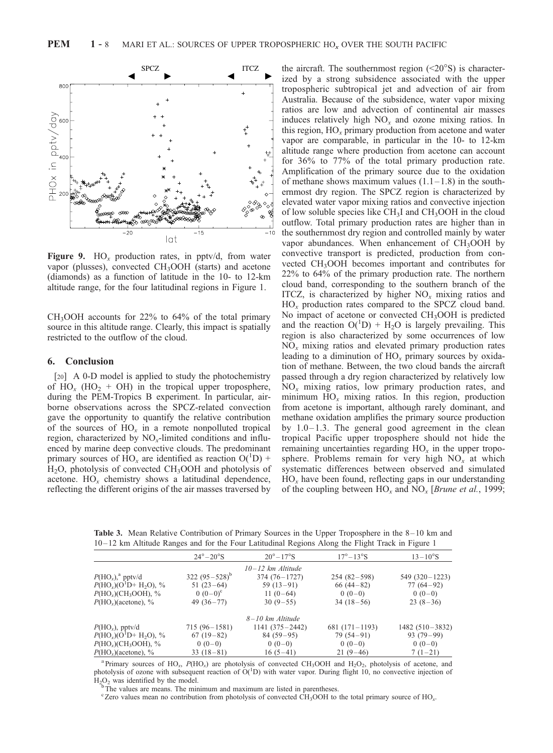**Figure 9.** $HO_x$ production rates, in pptv/d, from water vapor (plusses), convected $CH_3OOH$ (starts) and acetone (diamonds) as a function of latitude in the 10- to 12-km altitude range, for the four latitudinal regions in Figure 1.

$CH_3OOH$ accounts for 22% to 64% of the total primary source in this altitude range. Clearly, this impact is spatially restricted to the outflow of the cloud.

## 6. Conclusion

[20] A 0-D model is applied to study the photochemistry of $HO_x$ ($HO_2$ + OH) in the tropical upper troposphere, during the PEM-Tropics B experiment. In particular, airborne observations across the SPCZ-related convection gave the opportunity to quantify the relative contribution of the sources of $HO_x$ in a remote nonpolluted tropical region, characterized by $NO_x$-limited conditions and influenced by marine deep convective clouds. The predominant primary sources of $HO_x$ are identified as reaction $O(^1D)$ + $H_2O$, photolysis of convected $CH_3OOH$ and photolysis of acetone. $HO_x$ chemistry shows a latitudinal dependence, reflecting the different origins of the air masses traversed by the aircraft. The southernmost region (<20°S) is characterized by a strong subsidence associated with the upper tropospheric subtropical jet and advection of air from Australia. Because of the subsidence, water vapor mixing ratios are low and advection of continental air masses induces relatively high $NO_x$ and ozone mixing ratios. In this region, $HO_x$ primary production from acetone and water vapor are comparable, in particular in the 10- to 12-km altitude range where production from acetone can account for 36% to 77% of the total primary production rate. Amplification of the primary source due to the oxidation of methane shows maximum values (1.1–1.8) in the southernmost dry region. The SPCZ region is characterized by elevated water vapor mixing ratios and convective injection of low soluble species like $CH_3I$ and $CH_3OOH$ in the cloud outflow. Total primary production rates are higher than in the southernmost dry region and controlled mainly by water vapor abundances. When enhancement of $CH_3OOH$ by convective transport is predicted, production from convected $CH_3OOH$ becomes important and contributes for 22% to 64% of the primary production rate. The northern cloud band, corresponding to the southern branch of the ITCZ, is characterized by higher $NO_x$ mixing ratios and $HO_x$ production rates compared to the SPCZ cloud band. No impact of acetone or convected $CH_3OOH$ is predicted and the reaction $O(^1D)$ + $H_2O$ is largely prevailing. This region is also characterized by some occurrences of low $NO_x$ mixing ratios and elevated primary production rates leading to a diminution of $HO_x$ primary sources by oxidation of methane. Between, the two cloud bands the aircraft passed through a dry region characterized by relatively low $NO_x$ mixing ratios, low primary production rates, and minimum $HO_x$ mixing ratios. In this region, production from acetone is important, although rarely dominant, and methane oxidation amplifies the primary source production by 1.0–1.3. The general good agreement in the clean tropical Pacific upper troposphere should not hide the remaining uncertainties regarding $HO_x$ in the upper troposphere. Problems remain for very high $NO_x$ at which systematic differences between observed and simulated $HO_x$ have been found, reflecting gaps in our understanding of the coupling between $HO_x$ and $NO_x$ [*Brune et al.*, 1999;

**Table 3.** Mean Relative Contribution of Primary Sources in the Upper Troposphere in the 8–10 km and 10–12 km Altitude Ranges and for the Four Latitudinal Regions Along the Flight Track in Figure 1

| | 24°–20°S | 20°–17°S | 17°–13°S | 13–10°S |
|---|---|---|---|---|
| | | *10–12 km Altitude* | | |
| $P(HO_x)$,[a] pptv/d | 322 (95–528)[b] | 374 (76–1727) | 254 (82–598) | 549 (320–1223) |
| $P(HO_x)(O^1D+ H_2O)$, % | 51 (23–64) | 59 (13–91) | 66 (44–82) | 77 (64–92) |
| $P(HO_x)(CH_3OOH)$, % | 0 (0–0)[c] | 11 (0–64) | 0 (0–0) | 0 (0–0) |
| $P(HO_x)$(acetone), % | 49 (36–77) | 30 (9–55) | 34 (18–56) | 23 (8–36) |
| | | *8–10 km Altitude* | | |
| $P(HO_x)$, pptv/d | 715 (96–1581) | 1141 (375–2442) | 681 (171–1193) | 1482 (510–3832) |
| $P(HO_x)(O^1D+ H_2O)$, % | 67 (19–82) | 84 (59–95) | 79 (54–91) | 93 (79–99) |
| $P(HO_x)(CH_3OOH)$, % | 0 (0–0) | 0 (0–0) | 0 (0–0) | 0 (0–0) |
| $P(HO_x)$(acetone), % | 33 (18–81) | 16 (5–41) | 21 (9–46) | 7 (1–21) |

[a] Primary sources of $HO_x$, $P(HO_x)$ are photolysis of convected $CH_3OOH$ and $H_2O_2$, photolysis of acetone, and photolysis of ozone with subsequent reaction of $O(^1D)$ with water vapor. During flight 10, no convective injection of $H_2O_2$ was identified by the model.

[b] The values are means. The minimum and maximum are listed in parentheses.

[c] Zero values mean no contribution from photolysis of convected $CH_3OOH$ to the total primary source of $HO_x$.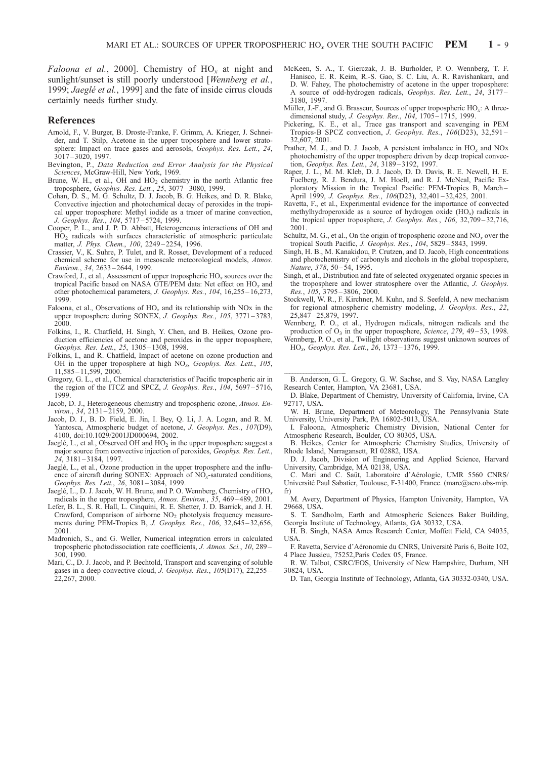*Faloona et al.*, 2000]. Chemistry of $HO_x$ at night and sunlight/sunset is still poorly understood [*Wennberg et al.*, 1999; *Jaeglé et al.*, 1999] and the fate of inside cirrus clouds certainly needs further study.

## References

Arnold, F., V. Burger, B. Droste-Franke, F. Grimm, A. Krieger, J. Schneider, and T. Stilp, Acetone in the upper troposphere and lower stratosphere: Impact on trace gases and aerosols, *Geophys. Res. Lett.*, *24*, 3017–3020, 1997.

Bevington, P., *Data Reduction and Error Analysis for the Physical Sciences*, McGraw-Hill, New York, 1969.

Brune, W. H., et al., OH and $HO_2$ chemistry in the north Atlantic free troposphere, *Geophys. Res. Lett.*, *25*, 3077–3080, 1999.

Cohan, D. S., M. G. Schultz, D. J. Jacob, B. G. Heikes, and D. R. Blake, Convective injection and photochemical decay of peroxides in the tropical upper troposphere: Methyl iodide as a tracer of marine convection, *J. Geophys. Res.*, *104*, 5717–5724, 1999.

Cooper, P. L., and J. P. D. Abbatt, Heterogeneous interactions of OH and $HO_2$ radicals with surfaces characteristic of atmospheric particulate matter, *J. Phys. Chem.*, *100*, 2249–2254, 1996.

Crassier, V., K. Suhre, P. Tulet, and R. Rosset, Development of a reduced chemical scheme for use in mesoscale meteorological models, *Atmos. Environ.*, *34*, 2633–2644, 1999.

Crawford, J., et al., Assessment of upper tropospheric $HO_x$ sources over the tropical Pacific based on NASA GTE/PEM data: Net effect on $HO_x$ and other photochemical parameters, *J. Geophys. Res.*, *104*, 16,255–16,273, 1999.

Faloona, et al., Observations of $HO_x$ and its relationship with NOx in the upper troposphere during SONEX, *J. Geophys. Res.*, *105*, 3771–3783, 2000.

Folkins, I., R. Chatfield, H. Singh, Y. Chen, and B. Heikes, Ozone production efficiencies of acetone and peroxides in the upper troposphere, *Geophys. Res. Lett.*, *25*, 1305–1308, 1998.

Folkins, I., and R. Chatfield, Impact of acetone on ozone production and OH in the upper troposphere at high $NO_x$, *Geophys. Res. Lett.*, *105*, 11,585–11,599, 2000.

Gregory, G. L., et al., Chemical characteristics of Pacific tropospheric air in the region of the ITCZ and SPCZ, *J. Geophys. Res.*, *104*, 5697–5716, 1999.

Jacob, D. J., Heterogeneous chemistry and tropospheric ozone, *Atmos. Environ.*, *34*, 2131–2159, 2000.

Jacob, D. J., B. D. Field, E. Jin, I. Bey, Q. Li, J. A. Logan, and R. M. Yantosca, Atmospheric budget of acetone, *J. Geophys. Res.*, *107*(D9), 4100, doi:10.1029/2001JD000694, 2002.

Jaeglé, L., et al., Observed OH and $HO_2$ in the upper troposphere suggest a major source from convective injection of peroxides, *Geophys. Res. Lett.*, *24*, 3181–3184, 1997.

Jaeglé, L., et al., Ozone production in the upper troposphere and the influence of aircraft during SONEX: Approach of $NO_x$-saturated conditions, *Geophys. Res. Lett.*, *26*, 3081–3084, 1999.

Jaeglé, L., D. J. Jacob, W. H. Brune, and P. O. Wennberg, Chemistry of $HO_x$ radicals in the upper troposphere, *Atmos. Environ.*, *35*, 469–489, 2001.

Lefer, B. L., S. R. Hall, L. Cinquini, R. E. Shetter, J. D. Barrick, and J. H. Crawford, Comparison of airborne $NO_2$ photolysis frequency measurements during PEM-Tropics B, *J. Geophys. Res.*, *106*, 32,645–32,656, 2001.

Madronich, S., and G. Weller, Numerical integration errors in calculated tropospheric photodissociation rate coefficients, *J. Atmos. Sci.*, *10*, 289–300, 1990.

Mari, C., D. J. Jacob, and P. Bechtold, Transport and scavenging of soluble gases in a deep convective cloud, *J. Geophys. Res.*, *105*(D17), 22,255–22,267, 2000.

McKeen, S. A., T. Gierczak, J. B. Burholder, P. O. Wennberg, T. F. Hanisco, E. R. Keim, R.-S. Gao, S. C. Liu, A. R. Ravishankara, and D. W. Fahey, The photochemistry of acetone in the upper troposphere: A source of odd-hydrogen radicals, *Geophys. Res. Lett.*, *24*, 3177–3180, 1997.

Müller, J.-F., and G. Brasseur, Sources of upper tropospheric $HO_x$: A three-dimensional study, *J. Geophys. Res.*, *104*, 1705–1715, 1999.

Pickering, K. E., et al., Trace gas transport and scavenging in PEM Tropics-B SPCZ convection, *J. Geophys. Res.*, *106*(D23), 32,591–32,607, 2001.

Prather, M. J., and D. J. Jacob, A persistent imbalance in $HO_x$ and NOx photochemistry of the upper troposphere driven by deep tropical convection, *Geophys. Res. Lett.*, *24*, 3189–3192, 1997.

Raper, J. L., M. M. Kleb, D. J. Jacob, D. D. Davis, R. E. Newell, H. E. Fuelberg, R. J. Bendura, J. M. Hoell, and R. J. McNeal, Pacific Exploratory Mission in the Tropical Pacific: PEM-Tropics B, March–April 1999, *J. Geophys. Res.*, *106*(D23), 32,401–32,425, 2001.

Ravetta, F., et al., Experimental evidence for the importance of convected methylhydroperoxide as a source of hydrogen oxide ($HO_x$) radicals in the tropical upper troposphere, *J. Geophys. Res.*, *106*, 32,709–32,716, 2001.

Schultz, M. G., et al., On the origin of tropospheric ozone and $NO_x$ over the tropical South Pacific, *J. Geophys. Res.*, *104*, 5829–5843, 1999.

Singh, H. B., M. Kanakidou, P. Crutzen, and D. Jacob, High concentrations and photochemistry of carbonyls and alcohols in the global troposphere, *Nature*, *378*, 50–54, 1995.

Singh, et al., Distribution and fate of selected oxygenated organic species in the troposphere and lower stratosphere over the Atlantic, *J. Geophys. Res.*, *105*, 3795–3806, 2000.

Stockwell, W. R., F. Kirchner, M. Kuhn, and S. Seefeld, A new mechanism for regional atmospheric chemistry modeling, *J. Geophys. Res.*, *22*, 25,847–25,879, 1997.

Wennberg, P. O., et al., Hydrogen radicals, nitrogen radicals and the production of $O_3$ in the upper troposphere, *Science*, *279*, 49–53, 1998.

Wennberg, P. O., et al., Twilight observations suggest unknown sources of $HO_x$, *Geophys. Res. Lett.*, *26*, 1373–1376, 1999.

---

B. Anderson, G. L. Gregory, G. W. Sachse, and S. Vay, NASA Langley Research Center, Hampton, VA 23681, USA.

D. Blake, Department of Chemistry, University of California, Irvine, CA 92717, USA.

W. H. Brune, Department of Meteorology, The Pennsylvania State University, University Park, PA 16802-5013, USA.

I. Faloona, Atmospheric Chemistry Division, National Center for Atmospheric Research, Boulder, CO 80305, USA.

B. Heikes, Center for Atmospheric Chemistry Studies, University of Rhode Island, Narragansett, RI 02882, USA.

D. J. Jacob, Division of Engineering and Applied Science, Harvard University, Cambridge, MA 02138, USA.

C. Mari and C. Saüt, Laboratoire d'Aérologie, UMR 5560 CNRS/Université Paul Sabatier, Toulouse, F-31400, France. (marc@aero.obs-mip.fr)

M. Avery, Department of Physics, Hampton University, Hampton, VA 29668, USA.

S. T. Sandholm, Earth and Atmospheric Sciences Baker Building, Georgia Institute of Technology, Atlanta, GA 30332, USA.

H. B. Singh, NASA Ames Research Center, Moffett Field, CA 94035, USA.

F. Ravetta, Service d'Aéronomie du CNRS, Université Paris 6, Boite 102, 4 Place Jussieu, 75252,Paris Cedex 05, France.

R. W. Talbot, CSRC/EOS, University of New Hampshire, Durham, NH 30824, USA.

D. Tan, Georgia Institute of Technology, Atlanta, GA 30332-0340, USA.